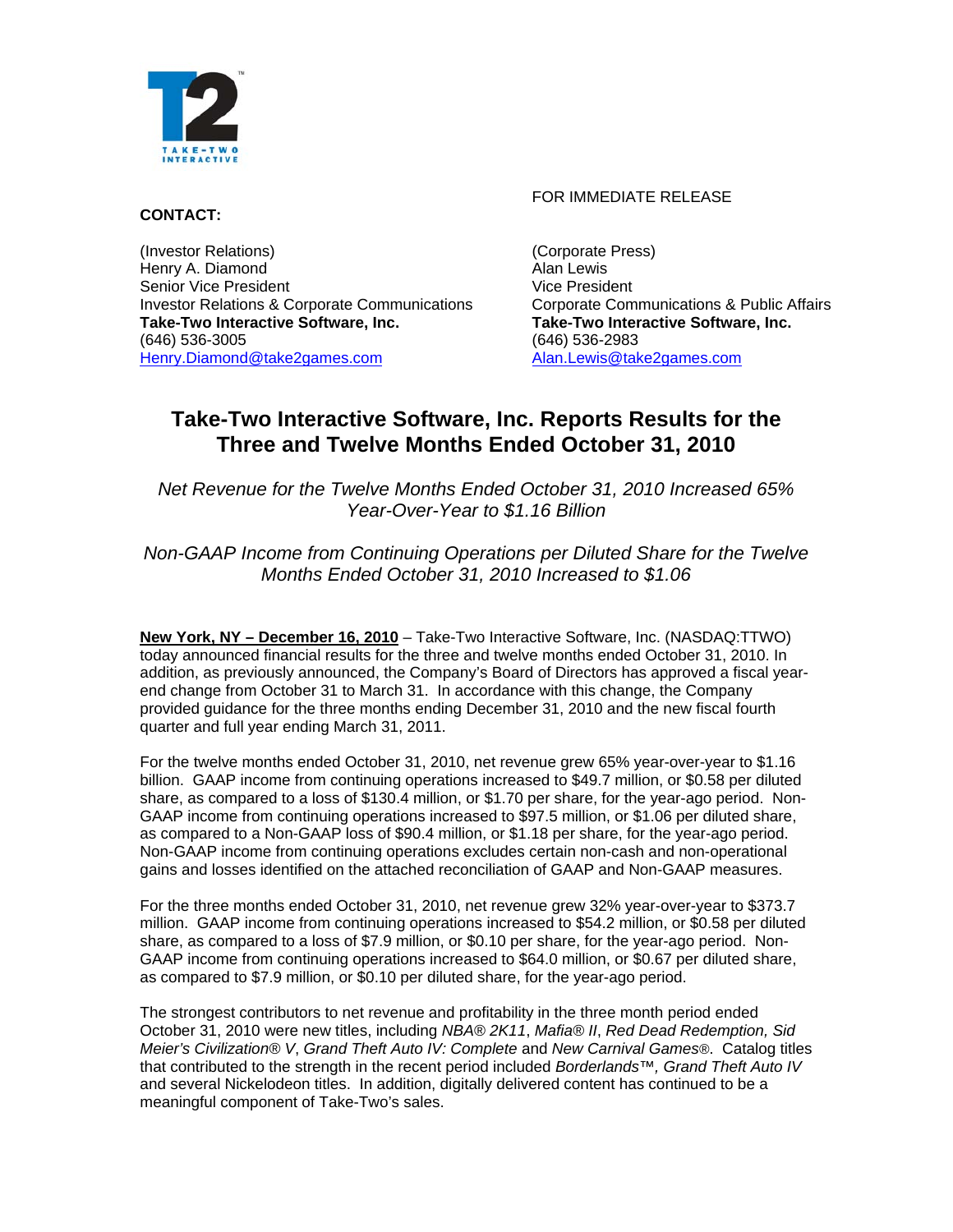**CONTACT:**

FOR IMMEDIATE RELEASE

(Investor Relations)
Henry A. Diamond
Senior Vice President
Investor Relations & Corporate Communications
**Take-Two Interactive Software, Inc.**
(646) 536-3005
Henry.Diamond@take2games.com

(Corporate Press)
Alan Lewis
Vice President
Corporate Communications & Public Affairs
**Take-Two Interactive Software, Inc.**
(646) 536-2983
Alan.Lewis@take2games.com

# Take-Two Interactive Software, Inc. Reports Results for the Three and Twelve Months Ended October 31, 2010

*Net Revenue for the Twelve Months Ended October 31, 2010 Increased 65% Year-Over-Year to $1.16 Billion*

*Non-GAAP Income from Continuing Operations per Diluted Share for the Twelve Months Ended October 31, 2010 Increased to $1.06*

**New York, NY – December 16, 2010** – Take-Two Interactive Software, Inc. (NASDAQ:TTWO) today announced financial results for the three and twelve months ended October 31, 2010. In addition, as previously announced, the Company's Board of Directors has approved a fiscal year-end change from October 31 to March 31. In accordance with this change, the Company provided guidance for the three months ending December 31, 2010 and the new fiscal fourth quarter and full year ending March 31, 2011.

For the twelve months ended October 31, 2010, net revenue grew 65% year-over-year to $1.16 billion. GAAP income from continuing operations increased to $49.7 million, or $0.58 per diluted share, as compared to a loss of $130.4 million, or $1.70 per share, for the year-ago period. Non-GAAP income from continuing operations increased to $97.5 million, or $1.06 per diluted share, as compared to a Non-GAAP loss of $90.4 million, or $1.18 per share, for the year-ago period. Non-GAAP income from continuing operations excludes certain non-cash and non-operational gains and losses identified on the attached reconciliation of GAAP and Non-GAAP measures.

For the three months ended October 31, 2010, net revenue grew 32% year-over-year to $373.7 million. GAAP income from continuing operations increased to $54.2 million, or $0.58 per diluted share, as compared to a loss of $7.9 million, or $0.10 per share, for the year-ago period. Non-GAAP income from continuing operations increased to $64.0 million, or $0.67 per diluted share, as compared to $7.9 million, or $0.10 per diluted share, for the year-ago period.

The strongest contributors to net revenue and profitability in the three month period ended October 31, 2010 were new titles, including *NBA® 2K11*, *Mafia® II*, *Red Dead Redemption, Sid Meier's Civilization® V*, *Grand Theft Auto IV: Complete* and *New Carnival Games®*. Catalog titles that contributed to the strength in the recent period included *Borderlands™, Grand Theft Auto IV* and several Nickelodeon titles. In addition, digitally delivered content has continued to be a meaningful component of Take-Two's sales.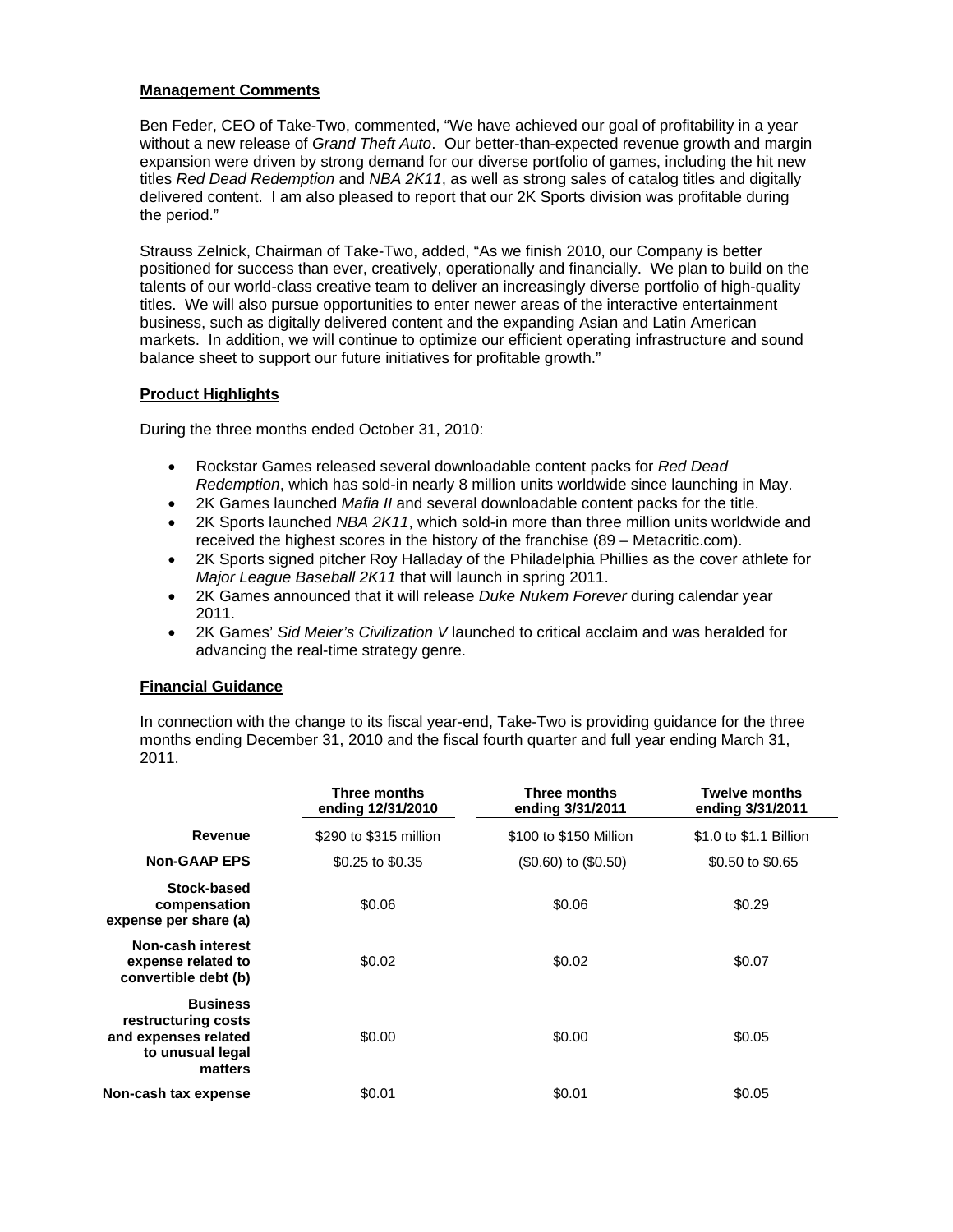**Management Comments**

Ben Feder, CEO of Take-Two, commented, "We have achieved our goal of profitability in a year without a new release of *Grand Theft Auto*. Our better-than-expected revenue growth and margin expansion were driven by strong demand for our diverse portfolio of games, including the hit new titles *Red Dead Redemption* and *NBA 2K11*, as well as strong sales of catalog titles and digitally delivered content. I am also pleased to report that our 2K Sports division was profitable during the period."

Strauss Zelnick, Chairman of Take-Two, added, "As we finish 2010, our Company is better positioned for success than ever, creatively, operationally and financially. We plan to build on the talents of our world-class creative team to deliver an increasingly diverse portfolio of high-quality titles. We will also pursue opportunities to enter newer areas of the interactive entertainment business, such as digitally delivered content and the expanding Asian and Latin American markets. In addition, we will continue to optimize our efficient operating infrastructure and sound balance sheet to support our future initiatives for profitable growth."

**Product Highlights**

During the three months ended October 31, 2010:

- Rockstar Games released several downloadable content packs for *Red Dead Redemption*, which has sold-in nearly 8 million units worldwide since launching in May.
- 2K Games launched *Mafia II* and several downloadable content packs for the title.
- 2K Sports launched *NBA 2K11*, which sold-in more than three million units worldwide and received the highest scores in the history of the franchise (89 – Metacritic.com).
- 2K Sports signed pitcher Roy Halladay of the Philadelphia Phillies as the cover athlete for *Major League Baseball 2K11* that will launch in spring 2011.
- 2K Games announced that it will release *Duke Nukem Forever* during calendar year 2011.
- 2K Games' *Sid Meier's Civilization V* launched to critical acclaim and was heralded for advancing the real-time strategy genre.

**Financial Guidance**

In connection with the change to its fiscal year-end, Take-Two is providing guidance for the three months ending December 31, 2010 and the fiscal fourth quarter and full year ending March 31, 2011.

| | Three months ending 12/31/2010 | Three months ending 3/31/2011 | Twelve months ending 3/31/2011 |
|---|---|---|---|
| **Revenue** | $290 to $315 million | $100 to $150 Million | $1.0 to $1.1 Billion |
| **Non-GAAP EPS** | $0.25 to $0.35 | ($0.60) to ($0.50) | $0.50 to $0.65 |
| **Stock-based compensation expense per share (a)** | $0.06 | $0.06 | $0.29 |
| **Non-cash interest expense related to convertible debt (b)** | $0.02 | $0.02 | $0.07 |
| **Business restructuring costs and expenses related to unusual legal matters** | $0.00 | $0.00 | $0.05 |
| **Non-cash tax expense** | $0.01 | $0.01 | $0.05 |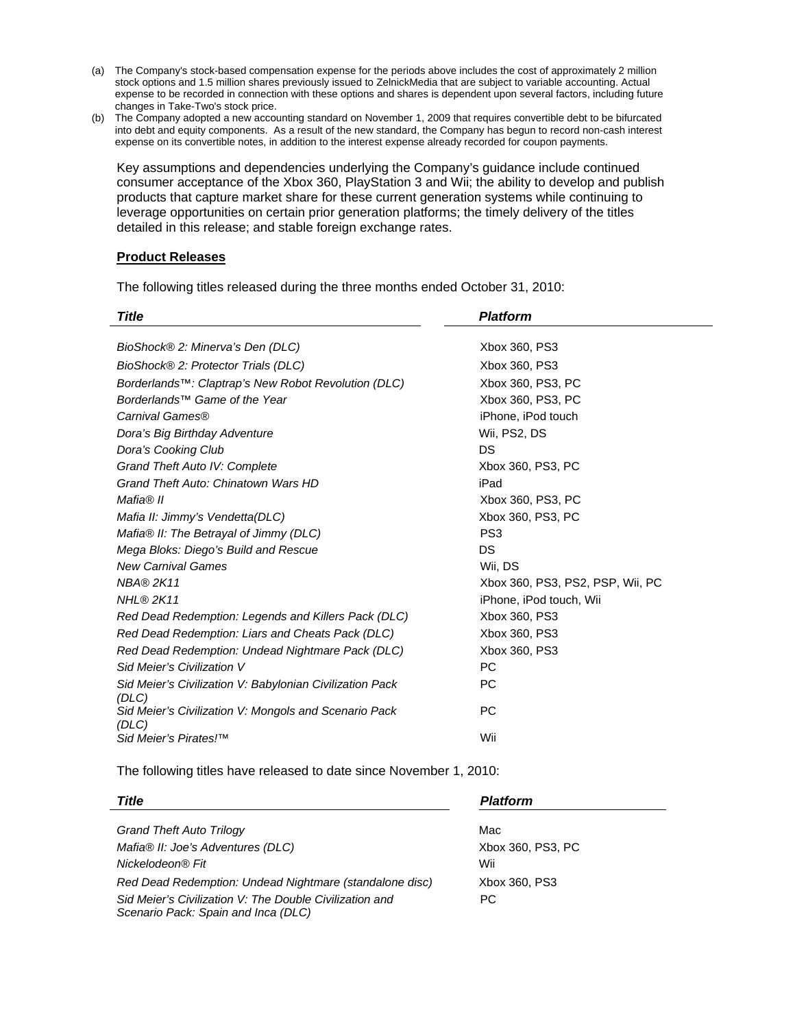(a) The Company's stock-based compensation expense for the periods above includes the cost of approximately 2 million stock options and 1.5 million shares previously issued to ZelnickMedia that are subject to variable accounting. Actual expense to be recorded in connection with these options and shares is dependent upon several factors, including future changes in Take-Two's stock price.

(b) The Company adopted a new accounting standard on November 1, 2009 that requires convertible debt to be bifurcated into debt and equity components. As a result of the new standard, the Company has begun to record non-cash interest expense on its convertible notes, in addition to the interest expense already recorded for coupon payments.

Key assumptions and dependencies underlying the Company's guidance include continued consumer acceptance of the Xbox 360, PlayStation 3 and Wii; the ability to develop and publish products that capture market share for these current generation systems while continuing to leverage opportunities on certain prior generation platforms; the timely delivery of the titles detailed in this release; and stable foreign exchange rates.

**Product Releases**

The following titles released during the three months ended October 31, 2010:

| ***Title*** | ***Platform*** |
|---|---|
| *BioShock® 2: Minerva's Den (DLC)* | Xbox 360, PS3 |
| *BioShock® 2: Protector Trials (DLC)* | Xbox 360, PS3 |
| *Borderlands™: Claptrap's New Robot Revolution (DLC)* | Xbox 360, PS3, PC |
| *Borderlands™ Game of the Year* | Xbox 360, PS3, PC |
| *Carnival Games®* | iPhone, iPod touch |
| *Dora's Big Birthday Adventure* | Wii, PS2, DS |
| *Dora's Cooking Club* | DS |
| *Grand Theft Auto IV: Complete* | Xbox 360, PS3, PC |
| *Grand Theft Auto: Chinatown Wars HD* | iPad |
| *Mafia® II* | Xbox 360, PS3, PC |
| *Mafia II: Jimmy's Vendetta(DLC)* | Xbox 360, PS3, PC |
| *Mafia® II: The Betrayal of Jimmy (DLC)* | PS3 |
| *Mega Bloks: Diego's Build and Rescue* | DS |
| *New Carnival Games* | Wii, DS |
| *NBA® 2K11* | Xbox 360, PS3, PS2, PSP, Wii, PC |
| *NHL® 2K11* | iPhone, iPod touch, Wii |
| *Red Dead Redemption: Legends and Killers Pack (DLC)* | Xbox 360, PS3 |
| *Red Dead Redemption: Liars and Cheats Pack (DLC)* | Xbox 360, PS3 |
| *Red Dead Redemption: Undead Nightmare Pack (DLC)* | Xbox 360, PS3 |
| *Sid Meier's Civilization V* | PC |
| *Sid Meier's Civilization V: Babylonian Civilization Pack (DLC)* | PC |
| *Sid Meier's Civilization V: Mongols and Scenario Pack (DLC)* | PC |
| *Sid Meier's Pirates!™* | Wii |

The following titles have released to date since November 1, 2010:

| ***Title*** | ***Platform*** |
|---|---|
| *Grand Theft Auto Trilogy* | Mac |
| *Mafia® II: Joe's Adventures (DLC)* | Xbox 360, PS3, PC |
| *Nickelodeon® Fit* | Wii |
| *Red Dead Redemption: Undead Nightmare (standalone disc)* | Xbox 360, PS3 |
| *Sid Meier's Civilization V: The Double Civilization and Scenario Pack: Spain and Inca (DLC)* | PC |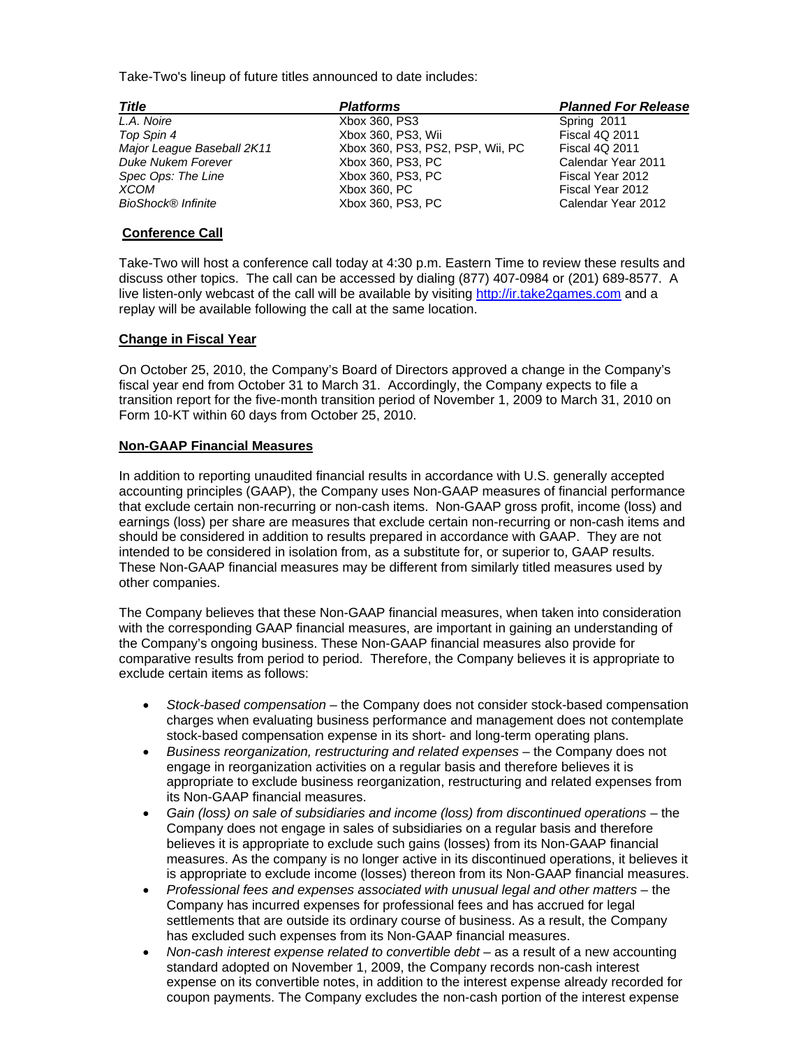Take-Two's lineup of future titles announced to date includes:

| ***Title*** | ***Platforms*** | ***Planned For Release*** |
|---|---|---|
| *L.A. Noire* | Xbox 360, PS3 | Spring 2011 |
| *Top Spin 4* | Xbox 360, PS3, Wii | Fiscal 4Q 2011 |
| *Major League Baseball 2K11* | Xbox 360, PS3, PS2, PSP, Wii, PC | Fiscal 4Q 2011 |
| *Duke Nukem Forever* | Xbox 360, PS3, PC | Calendar Year 2011 |
| *Spec Ops: The Line* | Xbox 360, PS3, PC | Fiscal Year 2012 |
| *XCOM* | Xbox 360, PC | Fiscal Year 2012 |
| *BioShock® Infinite* | Xbox 360, PS3, PC | Calendar Year 2012 |

**Conference Call**

Take-Two will host a conference call today at 4:30 p.m. Eastern Time to review these results and discuss other topics. The call can be accessed by dialing (877) 407-0984 or (201) 689-8577. A live listen-only webcast of the call will be available by visiting http://ir.take2games.com and a replay will be available following the call at the same location.

**Change in Fiscal Year**

On October 25, 2010, the Company's Board of Directors approved a change in the Company's fiscal year end from October 31 to March 31. Accordingly, the Company expects to file a transition report for the five-month transition period of November 1, 2009 to March 31, 2010 on Form 10-KT within 60 days from October 25, 2010.

**Non-GAAP Financial Measures**

In addition to reporting unaudited financial results in accordance with U.S. generally accepted accounting principles (GAAP), the Company uses Non-GAAP measures of financial performance that exclude certain non-recurring or non-cash items. Non-GAAP gross profit, income (loss) and earnings (loss) per share are measures that exclude certain non-recurring or non-cash items and should be considered in addition to results prepared in accordance with GAAP. They are not intended to be considered in isolation from, as a substitute for, or superior to, GAAP results. These Non-GAAP financial measures may be different from similarly titled measures used by other companies.

The Company believes that these Non-GAAP financial measures, when taken into consideration with the corresponding GAAP financial measures, are important in gaining an understanding of the Company's ongoing business. These Non-GAAP financial measures also provide for comparative results from period to period. Therefore, the Company believes it is appropriate to exclude certain items as follows:

- *Stock-based compensation* – the Company does not consider stock-based compensation charges when evaluating business performance and management does not contemplate stock-based compensation expense in its short- and long-term operating plans.
- *Business reorganization, restructuring and related expenses* – the Company does not engage in reorganization activities on a regular basis and therefore believes it is appropriate to exclude business reorganization, restructuring and related expenses from its Non-GAAP financial measures.
- *Gain (loss) on sale of subsidiaries and income (loss) from discontinued operations* – the Company does not engage in sales of subsidiaries on a regular basis and therefore believes it is appropriate to exclude such gains (losses) from its Non-GAAP financial measures. As the company is no longer active in its discontinued operations, it believes it is appropriate to exclude income (losses) thereon from its Non-GAAP financial measures.
- *Professional fees and expenses associated with unusual legal and other matters* – the Company has incurred expenses for professional fees and has accrued for legal settlements that are outside its ordinary course of business. As a result, the Company has excluded such expenses from its Non-GAAP financial measures.
- *Non-cash interest expense related to convertible debt* – as a result of a new accounting standard adopted on November 1, 2009, the Company records non-cash interest expense on its convertible notes, in addition to the interest expense already recorded for coupon payments. The Company excludes the non-cash portion of the interest expense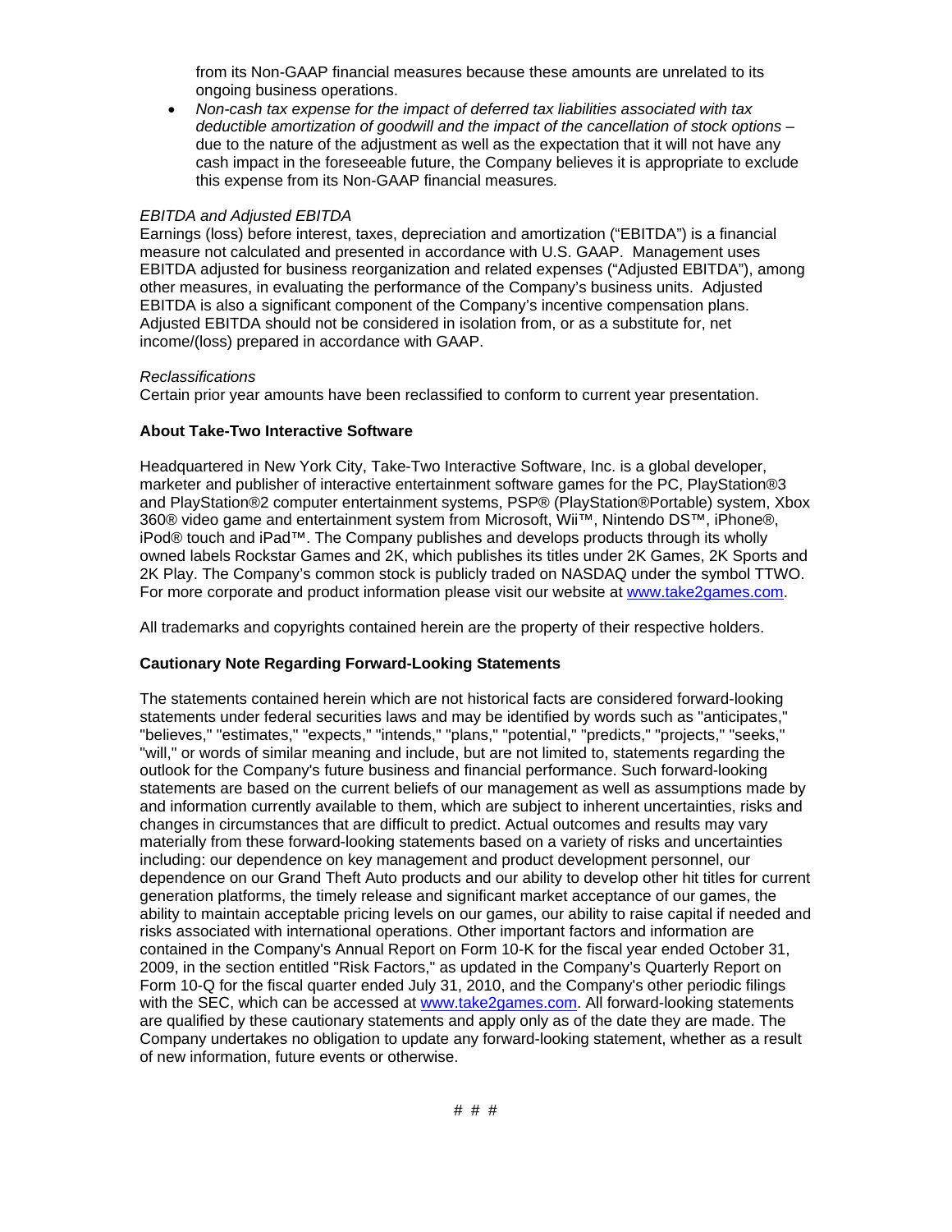from its Non-GAAP financial measures because these amounts are unrelated to its ongoing business operations.

- *Non-cash tax expense for the impact of deferred tax liabilities associated with tax deductible amortization of goodwill and the impact of the cancellation of stock options* – due to the nature of the adjustment as well as the expectation that it will not have any cash impact in the foreseeable future, the Company believes it is appropriate to exclude this expense from its Non-GAAP financial measures*.*

*EBITDA and Adjusted EBITDA*
Earnings (loss) before interest, taxes, depreciation and amortization ("EBITDA") is a financial measure not calculated and presented in accordance with U.S. GAAP. Management uses EBITDA adjusted for business reorganization and related expenses ("Adjusted EBITDA"), among other measures, in evaluating the performance of the Company's business units. Adjusted EBITDA is also a significant component of the Company's incentive compensation plans. Adjusted EBITDA should not be considered in isolation from, or as a substitute for, net income/(loss) prepared in accordance with GAAP.

*Reclassifications*
Certain prior year amounts have been reclassified to conform to current year presentation.

**About Take-Two Interactive Software**

Headquartered in New York City, Take-Two Interactive Software, Inc. is a global developer, marketer and publisher of interactive entertainment software games for the PC, PlayStation®3 and PlayStation®2 computer entertainment systems, PSP® (PlayStation®Portable) system, Xbox 360® video game and entertainment system from Microsoft, Wii™, Nintendo DS™, iPhone®, iPod® touch and iPad™. The Company publishes and develops products through its wholly owned labels Rockstar Games and 2K, which publishes its titles under 2K Games, 2K Sports and 2K Play. The Company's common stock is publicly traded on NASDAQ under the symbol TTWO. For more corporate and product information please visit our website at www.take2games.com.

All trademarks and copyrights contained herein are the property of their respective holders.

**Cautionary Note Regarding Forward-Looking Statements**

The statements contained herein which are not historical facts are considered forward-looking statements under federal securities laws and may be identified by words such as "anticipates," "believes," "estimates," "expects," "intends," "plans," "potential," "predicts," "projects," "seeks," "will," or words of similar meaning and include, but are not limited to, statements regarding the outlook for the Company's future business and financial performance. Such forward-looking statements are based on the current beliefs of our management as well as assumptions made by and information currently available to them, which are subject to inherent uncertainties, risks and changes in circumstances that are difficult to predict. Actual outcomes and results may vary materially from these forward-looking statements based on a variety of risks and uncertainties including: our dependence on key management and product development personnel, our dependence on our Grand Theft Auto products and our ability to develop other hit titles for current generation platforms, the timely release and significant market acceptance of our games, the ability to maintain acceptable pricing levels on our games, our ability to raise capital if needed and risks associated with international operations. Other important factors and information are contained in the Company's Annual Report on Form 10-K for the fiscal year ended October 31, 2009, in the section entitled "Risk Factors," as updated in the Company's Quarterly Report on Form 10-Q for the fiscal quarter ended July 31, 2010, and the Company's other periodic filings with the SEC, which can be accessed at www.take2games.com. All forward-looking statements are qualified by these cautionary statements and apply only as of the date they are made. The Company undertakes no obligation to update any forward-looking statement, whether as a result of new information, future events or otherwise.

# # #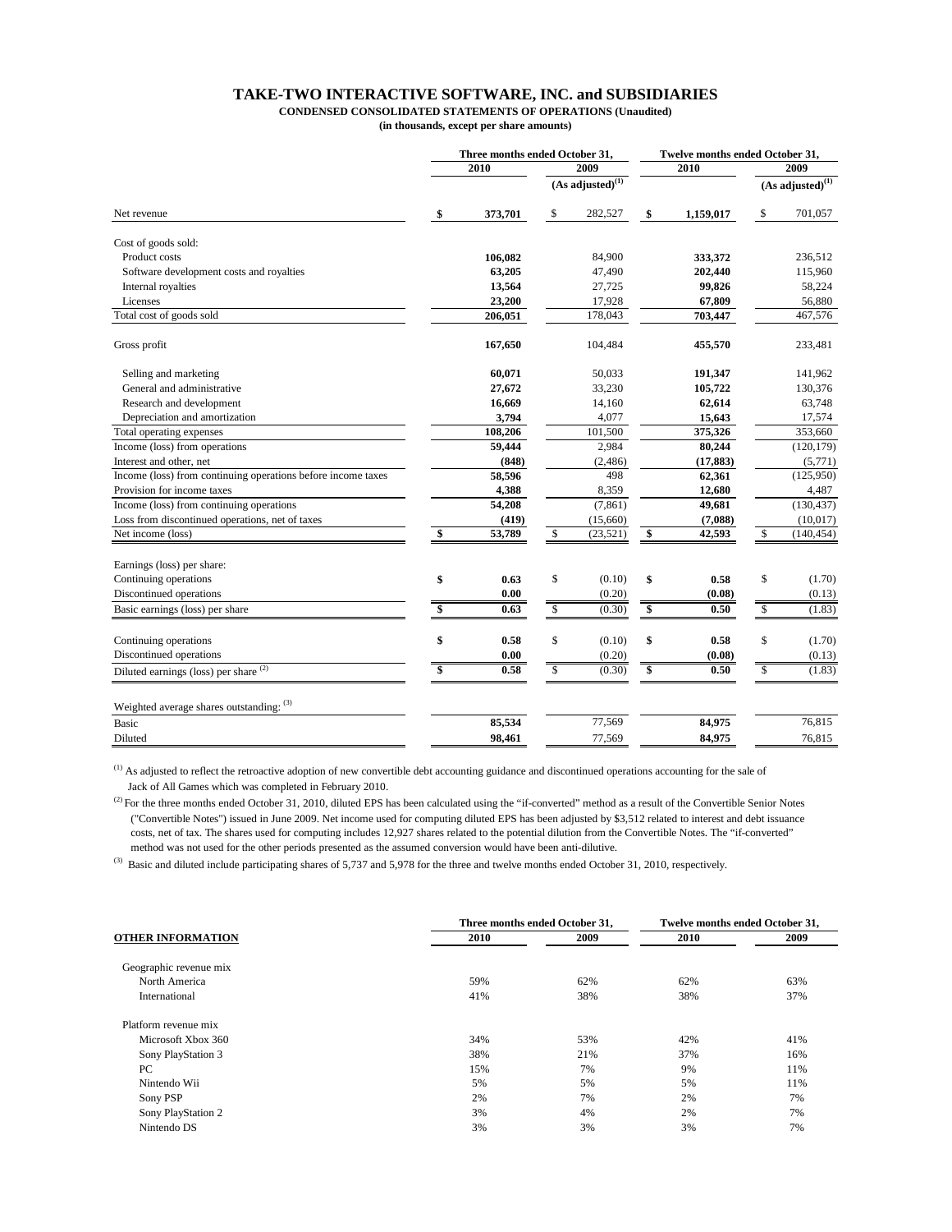# TAKE-TWO INTERACTIVE SOFTWARE, INC. and SUBSIDIARIES

**CONDENSED CONSOLIDATED STATEMENTS OF OPERATIONS (Unaudited)**

**(in thousands, except per share amounts)**

| | Three months ended October 31, | | Twelve months ended October 31, | |
|---|---|---|---|---|
| | **2010** | **2009** | **2010** | **2009** |
| | | (As adjusted)[1] | | (As adjusted)[1] |
| Net revenue | **$ 373,701** | $ 282,527 | **$ 1,159,017** | $ 701,057 |
| Cost of goods sold: | | | | |
| Product costs | **106,082** | 84,900 | **333,372** | 236,512 |
| Software development costs and royalties | **63,205** | 47,490 | **202,440** | 115,960 |
| Internal royalties | **13,564** | 27,725 | **99,826** | 58,224 |
| Licenses | **23,200** | 17,928 | **67,809** | 56,880 |
| Total cost of goods sold | **206,051** | 178,043 | **703,447** | 467,576 |
| Gross profit | **167,650** | 104,484 | **455,570** | 233,481 |
| Selling and marketing | **60,071** | 50,033 | **191,347** | 141,962 |
| General and administrative | **27,672** | 33,230 | **105,722** | 130,376 |
| Research and development | **16,669** | 14,160 | **62,614** | 63,748 |
| Depreciation and amortization | **3,794** | 4,077 | **15,643** | 17,574 |
| Total operating expenses | **108,206** | 101,500 | **375,326** | 353,660 |
| Income (loss) from operations | **59,444** | 2,984 | **80,244** | (120,179) |
| Interest and other, net | **(848)** | (2,486) | **(17,883)** | (5,771) |
| Income (loss) from continuing operations before income taxes | **58,596** | 498 | **62,361** | (125,950) |
| Provision for income taxes | **4,388** | 8,359 | **12,680** | 4,487 |
| Income (loss) from continuing operations | **54,208** | (7,861) | **49,681** | (130,437) |
| Loss from discontinued operations, net of taxes | **(419)** | (15,660) | **(7,088)** | (10,017) |
| Net income (loss) | **$ 53,789** | $ (23,521) | **$ 42,593** | $ (140,454) |
| Earnings (loss) per share: | | | | |
| Continuing operations | **$ 0.63** | $ (0.10) | **$ 0.58** | $ (1.70) |
| Discontinued operations | **0.00** | (0.20) | **(0.08)** | (0.13) |
| Basic earnings (loss) per share | **$ 0.63** | $ (0.30) | **$ 0.50** | $ (1.83) |
| Continuing operations | **$ 0.58** | $ (0.10) | **$ 0.58** | $ (1.70) |
| Discontinued operations | **0.00** | (0.20) | **(0.08)** | (0.13) |
| Diluted earnings (loss) per share [2] | **$ 0.58** | $ (0.30) | **$ 0.50** | $ (1.83) |
| Weighted average shares outstanding: [3] | | | | |
| Basic | **85,534** | 77,569 | **84,975** | 76,815 |
| Diluted | **98,461** | 77,569 | **84,975** | 76,815 |

[1] As adjusted to reflect the retroactive adoption of new convertible debt accounting guidance and discontinued operations accounting for the sale of Jack of All Games which was completed in February 2010.

[2] For the three months ended October 31, 2010, diluted EPS has been calculated using the "if-converted" method as a result of the Convertible Senior Notes ("Convertible Notes") issued in June 2009. Net income used for computing diluted EPS has been adjusted by $3,512 related to interest and debt issuance costs, net of tax. The shares used for computing includes 12,927 shares related to the potential dilution from the Convertible Notes. The "if-converted" method was not used for the other periods presented as the assumed conversion would have been anti-dilutive.

[3] Basic and diluted include participating shares of 5,737 and 5,978 for the three and twelve months ended October 31, 2010, respectively.

| **OTHER INFORMATION** | Three months ended October 31, | | Twelve months ended October 31, | |
|---|---|---|---|---|
| | **2010** | **2009** | **2010** | **2009** |
| Geographic revenue mix | | | | |
| North America | 59% | 62% | 62% | 63% |
| International | 41% | 38% | 38% | 37% |
| Platform revenue mix | | | | |
| Microsoft Xbox 360 | 34% | 53% | 42% | 41% |
| Sony PlayStation 3 | 38% | 21% | 37% | 16% |
| PC | 15% | 7% | 9% | 11% |
| Nintendo Wii | 5% | 5% | 5% | 11% |
| Sony PSP | 2% | 7% | 2% | 7% |
| Sony PlayStation 2 | 3% | 4% | 2% | 7% |
| Nintendo DS | 3% | 3% | 3% | 7% |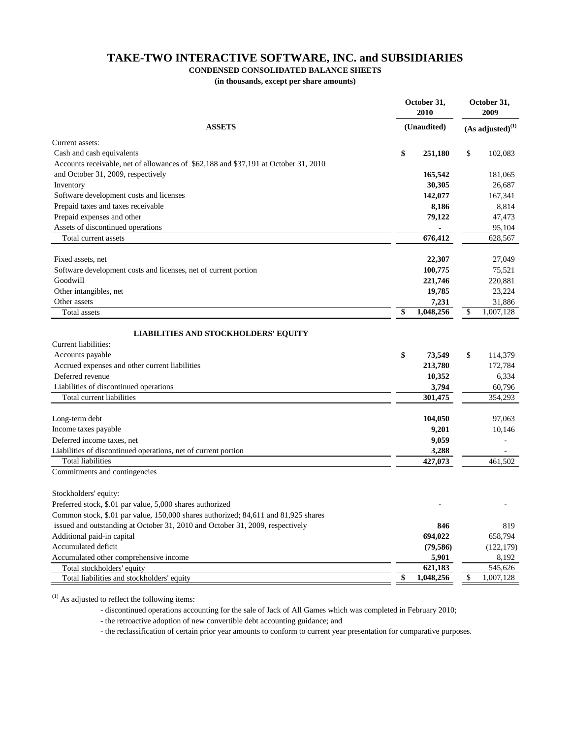# TAKE-TWO INTERACTIVE SOFTWARE, INC. and SUBSIDIARIES

**CONDENSED CONSOLIDATED BALANCE SHEETS**

**(in thousands, except per share amounts)**

| ASSETS | October 31, 2010 (Unaudited) | October 31, 2009 (As adjusted)[(1)] |
|---|---|---|
| Current assets: | | |
| Cash and cash equivalents | $ 251,180 | $ 102,083 |
| Accounts receivable, net of allowances of $62,188 and $37,191 at October 31, 2010 and October 31, 2009, respectively | 165,542 | 181,065 |
| Inventory | 30,305 | 26,687 |
| Software development costs and licenses | 142,077 | 167,341 |
| Prepaid taxes and taxes receivable | 8,186 | 8,814 |
| Prepaid expenses and other | 79,122 | 47,473 |
| Assets of discontinued operations | - | 95,104 |
| Total current assets | 676,412 | 628,567 |
| Fixed assets, net | 22,307 | 27,049 |
| Software development costs and licenses, net of current portion | 100,775 | 75,521 |
| Goodwill | 221,746 | 220,881 |
| Other intangibles, net | 19,785 | 23,224 |
| Other assets | 7,231 | 31,886 |
| Total assets | $ 1,048,256 | $ 1,007,128 |
| **LIABILITIES AND STOCKHOLDERS' EQUITY** | | |
| Current liabilities: | | |
| Accounts payable | $ 73,549 | $ 114,379 |
| Accrued expenses and other current liabilities | 213,780 | 172,784 |
| Deferred revenue | 10,352 | 6,334 |
| Liabilities of discontinued operations | 3,794 | 60,796 |
| Total current liabilities | 301,475 | 354,293 |
| Long-term debt | 104,050 | 97,063 |
| Income taxes payable | 9,201 | 10,146 |
| Deferred income taxes, net | 9,059 | - |
| Liabilities of discontinued operations, net of current portion | 3,288 | - |
| Total liabilities | 427,073 | 461,502 |
| Commitments and contingencies | | |
| Stockholders' equity: | | |
| Preferred stock, $.01 par value, 5,000 shares authorized | - | - |
| Common stock, $.01 par value, 150,000 shares authorized; 84,611 and 81,925 shares issued and outstanding at October 31, 2010 and October 31, 2009, respectively | 846 | 819 |
| Additional paid-in capital | 694,022 | 658,794 |
| Accumulated deficit | (79,586) | (122,179) |
| Accumulated other comprehensive income | 5,901 | 8,192 |
| Total stockholders' equity | 621,183 | 545,626 |
| Total liabilities and stockholders' equity | $ 1,048,256 | $ 1,007,128 |

(1) As adjusted to reflect the following items:

- discontinued operations accounting for the sale of Jack of All Games which was completed in February 2010;
- the retroactive adoption of new convertible debt accounting guidance; and
- the reclassification of certain prior year amounts to conform to current year presentation for comparative purposes.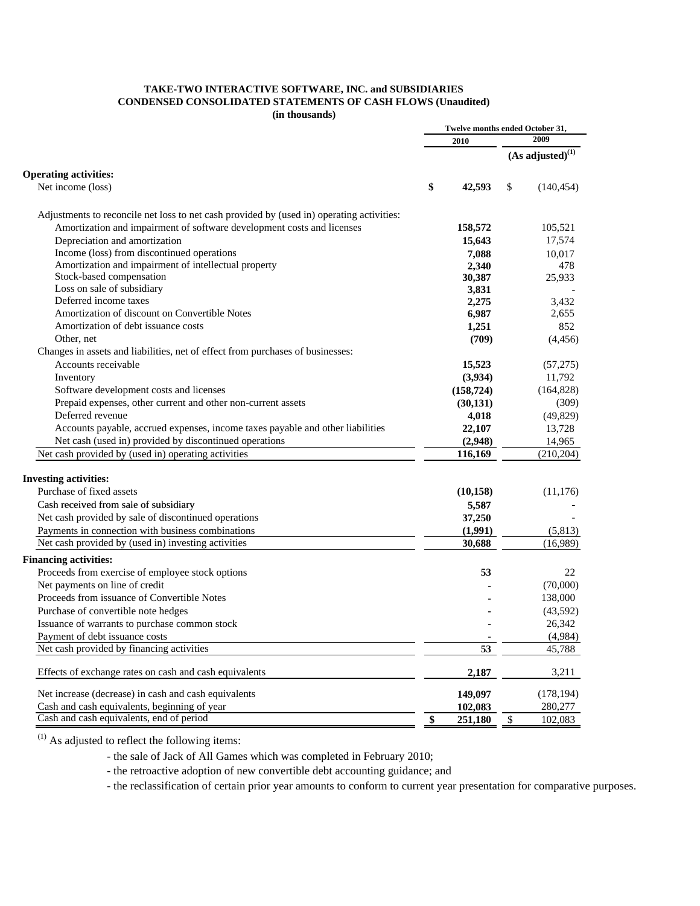**TAKE-TWO INTERACTIVE SOFTWARE, INC. and SUBSIDIARIES**
**CONDENSED CONSOLIDATED STATEMENTS OF CASH FLOWS (Unaudited)**
**(in thousands)**

| | Twelve months ended October 31, | |
|---|---|---|
| | 2010 | 2009 (As adjusted)[1] |
| **Operating activities:** | | |
| Net income (loss) | $ 42,593 | $ (140,454) |
| Adjustments to reconcile net loss to net cash provided by (used in) operating activities: | | |
| Amortization and impairment of software development costs and licenses | 158,572 | 105,521 |
| Depreciation and amortization | 15,643 | 17,574 |
| Income (loss) from discontinued operations | 7,088 | 10,017 |
| Amortization and impairment of intellectual property | 2,340 | 478 |
| Stock-based compensation | 30,387 | 25,933 |
| Loss on sale of subsidiary | 3,831 | - |
| Deferred income taxes | 2,275 | 3,432 |
| Amortization of discount on Convertible Notes | 6,987 | 2,655 |
| Amortization of debt issuance costs | 1,251 | 852 |
| Other, net | (709) | (4,456) |
| Changes in assets and liabilities, net of effect from purchases of businesses: | | |
| Accounts receivable | 15,523 | (57,275) |
| Inventory | (3,934) | 11,792 |
| Software development costs and licenses | (158,724) | (164,828) |
| Prepaid expenses, other current and other non-current assets | (30,131) | (309) |
| Deferred revenue | 4,018 | (49,829) |
| Accounts payable, accrued expenses, income taxes payable and other liabilities | 22,107 | 13,728 |
| Net cash (used in) provided by discontinued operations | (2,948) | 14,965 |
| Net cash provided by (used in) operating activities | 116,169 | (210,204) |
| **Investing activities:** | | |
| Purchase of fixed assets | (10,158) | (11,176) |
| Cash received from sale of subsidiary | 5,587 | - |
| Net cash provided by sale of discontinued operations | 37,250 | - |
| Payments in connection with business combinations | (1,991) | (5,813) |
| Net cash provided by (used in) investing activities | 30,688 | (16,989) |
| **Financing activities:** | | |
| Proceeds from exercise of employee stock options | 53 | 22 |
| Net payments on line of credit | - | (70,000) |
| Proceeds from issuance of Convertible Notes | - | 138,000 |
| Purchase of convertible note hedges | - | (43,592) |
| Issuance of warrants to purchase common stock | - | 26,342 |
| Payment of debt issuance costs | - | (4,984) |
| Net cash provided by financing activities | 53 | 45,788 |
| Effects of exchange rates on cash and cash equivalents | 2,187 | 3,211 |
| Net increase (decrease) in cash and cash equivalents | 149,097 | (178,194) |
| Cash and cash equivalents, beginning of year | 102,083 | 280,277 |
| Cash and cash equivalents, end of period | $ 251,180 | $ 102,083 |

[1] As adjusted to reflect the following items:

- the sale of Jack of All Games which was completed in February 2010;
- the retroactive adoption of new convertible debt accounting guidance; and
- the reclassification of certain prior year amounts to conform to current year presentation for comparative purposes.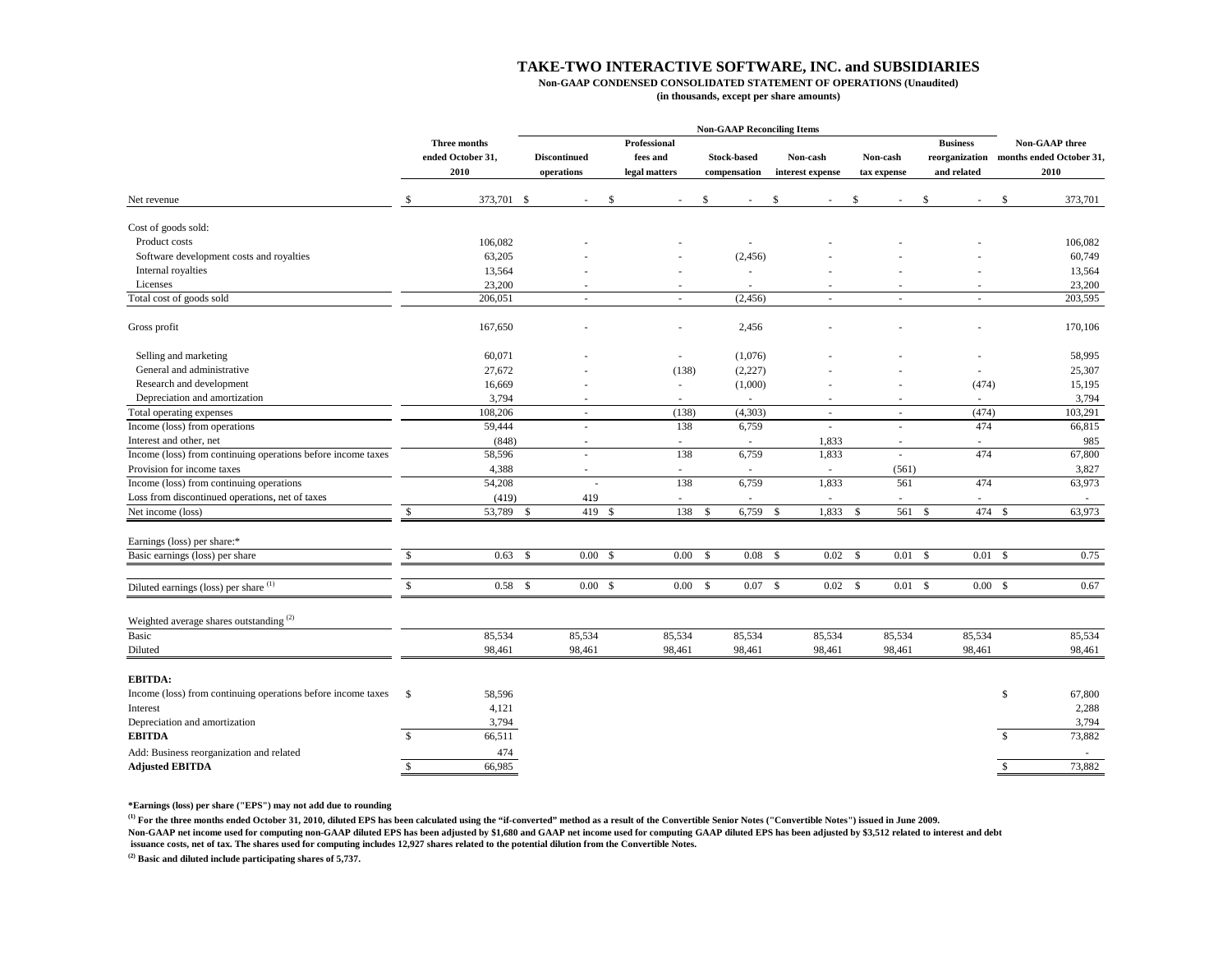# TAKE-TWO INTERACTIVE SOFTWARE, INC. and SUBSIDIARIES

**Non-GAAP CONDENSED CONSOLIDATED STATEMENT OF OPERATIONS (Unaudited)**

**(in thousands, except per share amounts)**

| | Three months ended October 31, 2010 | Non-GAAP Reconciling Items: Discontinued operations | Professional fees and legal matters | Stock-based compensation | Non-cash interest expense | Non-cash tax expense | Business reorganization and related | Non-GAAP three months ended October 31, 2010 |
|---|---|---|---|---|---|---|---|---|
| Net revenue | $ 373,701 | $ - | $ - | $ - | $ - | $ - | $ - | $ 373,701 |
| Cost of goods sold: | | | | | | | | |
| Product costs | 106,082 | - | - | - | - | - | - | 106,082 |
| Software development costs and royalties | 63,205 | - | - | (2,456) | - | - | - | 60,749 |
| Internal royalties | 13,564 | - | - | - | - | - | - | 13,564 |
| Licenses | 23,200 | - | - | - | - | - | - | 23,200 |
| Total cost of goods sold | 206,051 | - | - | (2,456) | - | - | - | 203,595 |
| Gross profit | 167,650 | - | - | 2,456 | - | - | - | 170,106 |
| Selling and marketing | 60,071 | - | - | (1,076) | - | - | - | 58,995 |
| General and administrative | 27,672 | - | (138) | (2,227) | - | - | - | 25,307 |
| Research and development | 16,669 | - | - | (1,000) | - | - | (474) | 15,195 |
| Depreciation and amortization | 3,794 | - | - | - | - | - | - | 3,794 |
| Total operating expenses | 108,206 | - | (138) | (4,303) | - | - | (474) | 103,291 |
| Income (loss) from operations | 59,444 | - | 138 | 6,759 | - | - | 474 | 66,815 |
| Interest and other, net | (848) | - | - | - | 1,833 | - | - | 985 |
| Income (loss) from continuing operations before income taxes | 58,596 | - | 138 | 6,759 | 1,833 | - | 474 | 67,800 |
| Provision for income taxes | 4,388 | - | - | - | - | (561) | | 3,827 |
| Income (loss) from continuing operations | 54,208 | - | 138 | 6,759 | 1,833 | 561 | 474 | 63,973 |
| Loss from discontinued operations, net of taxes | (419) | 419 | - | - | - | - | - | - |
| Net income (loss) | $ 53,789 | $ 419 | $ 138 | $ 6,759 | $ 1,833 | $ 561 | $ 474 | $ 63,973 |
| Earnings (loss) per share:* | | | | | | | | |
| Basic earnings (loss) per share | $ 0.63 | $ 0.00 | $ 0.00 | $ 0.08 | $ 0.02 | $ 0.01 | $ 0.01 | $ 0.75 |
| Diluted earnings (loss) per share [(1)] | $ 0.58 | $ 0.00 | $ 0.00 | $ 0.07 | $ 0.02 | $ 0.01 | $ 0.00 | $ 0.67 |
| Weighted average shares outstanding [(2)] | | | | | | | | |
| Basic | 85,534 | 85,534 | 85,534 | 85,534 | 85,534 | 85,534 | 85,534 | 85,534 |
| Diluted | 98,461 | 98,461 | 98,461 | 98,461 | 98,461 | 98,461 | 98,461 | 98,461 |
| **EBITDA:** | | | | | | | | |
| Income (loss) from continuing operations before income taxes | $ 58,596 | | | | | | | $ 67,800 |
| Interest | 4,121 | | | | | | | 2,288 |
| Depreciation and amortization | 3,794 | | | | | | | 3,794 |
| **EBITDA** | $ 66,511 | | | | | | | $ 73,882 |
| Add: Business reorganization and related | 474 | | | | | | | - |
| **Adjusted EBITDA** | $ 66,985 | | | | | | | $ 73,882 |

**\*Earnings (loss) per share ("EPS") may not add due to rounding**

**[(1)] For the three months ended October 31, 2010, diluted EPS has been calculated using the "if-converted" method as a result of the Convertible Senior Notes ("Convertible Notes") issued in June 2009.**
**Non-GAAP net income used for computing non-GAAP diluted EPS has been adjusted by $1,680 and GAAP net income used for computing GAAP diluted EPS has been adjusted by $3,512 related to interest and debt issuance costs, net of tax. The shares used for computing includes 12,927 shares related to the potential dilution from the Convertible Notes.**

**[(2)] Basic and diluted include participating shares of 5,737.**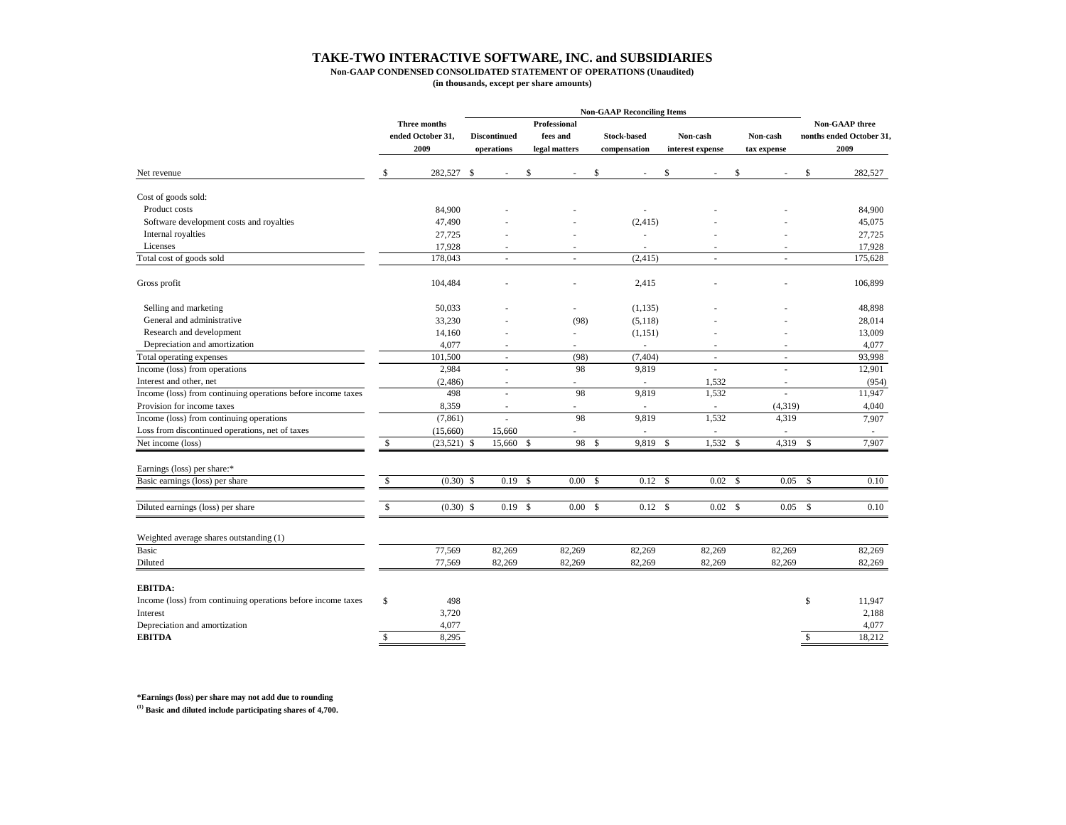# TAKE-TWO INTERACTIVE SOFTWARE, INC. and SUBSIDIARIES

**Non-GAAP CONDENSED CONSOLIDATED STATEMENT OF OPERATIONS (Unaudited)**

**(in thousands, except per share amounts)**

| | Three months ended October 31, 2009 | Non-GAAP Reconciling Items: Discontinued operations | Professional fees and legal matters | Stock-based compensation | Non-cash interest expense | Non-cash tax expense | Non-GAAP three months ended October 31, 2009 |
|---|---|---|---|---|---|---|---|
| Net revenue | $ 282,527 | $ - | $ - | $ - | $ - | $ - | $ 282,527 |
| Cost of goods sold: | | | | | | | |
| Product costs | 84,900 | - | - | - | - | - | 84,900 |
| Software development costs and royalties | 47,490 | - | - | (2,415) | - | - | 45,075 |
| Internal royalties | 27,725 | - | - | - | - | - | 27,725 |
| Licenses | 17,928 | - | - | - | - | - | 17,928 |
| Total cost of goods sold | 178,043 | - | - | (2,415) | - | - | 175,628 |
| Gross profit | 104,484 | - | - | 2,415 | - | - | 106,899 |
| Selling and marketing | 50,033 | - | - | (1,135) | - | - | 48,898 |
| General and administrative | 33,230 | - | (98) | (5,118) | - | - | 28,014 |
| Research and development | 14,160 | - | - | (1,151) | - | - | 13,009 |
| Depreciation and amortization | 4,077 | - | - | - | - | - | 4,077 |
| Total operating expenses | 101,500 | - | (98) | (7,404) | - | - | 93,998 |
| Income (loss) from operations | 2,984 | - | 98 | 9,819 | - | - | 12,901 |
| Interest and other, net | (2,486) | - | - | - | 1,532 | - | (954) |
| Income (loss) from continuing operations before income taxes | 498 | - | 98 | 9,819 | 1,532 | - | 11,947 |
| Provision for income taxes | 8,359 | - | - | - | - | (4,319) | 4,040 |
| Income (loss) from continuing operations | (7,861) | - | 98 | 9,819 | 1,532 | 4,319 | 7,907 |
| Loss from discontinued operations, net of taxes | (15,660) | 15,660 | - | - | - | - | - |
| Net income (loss) | $ (23,521) | $ 15,660 | $ 98 | $ 9,819 | $ 1,532 | $ 4,319 | $ 7,907 |
| Earnings (loss) per share:* | | | | | | | |
| Basic earnings (loss) per share | $ (0.30) | $ 0.19 | $ 0.00 | $ 0.12 | $ 0.02 | $ 0.05 | $ 0.10 |
| Diluted earnings (loss) per share | $ (0.30) | $ 0.19 | $ 0.00 | $ 0.12 | $ 0.02 | $ 0.05 | $ 0.10 |
| Weighted average shares outstanding (1) | | | | | | | |
| Basic | 77,569 | 82,269 | 82,269 | 82,269 | 82,269 | 82,269 | 82,269 |
| Diluted | 77,569 | 82,269 | 82,269 | 82,269 | 82,269 | 82,269 | 82,269 |
| **EBITDA:** | | | | | | | |
| Income (loss) from continuing operations before income taxes | $ 498 | | | | | | $ 11,947 |
| Interest | 3,720 | | | | | | 2,188 |
| Depreciation and amortization | 4,077 | | | | | | 4,077 |
| **EBITDA** | $ 8,295 | | | | | | $ 18,212 |

**\*Earnings (loss) per share may not add due to rounding**

**(1) Basic and diluted include participating shares of 4,700.**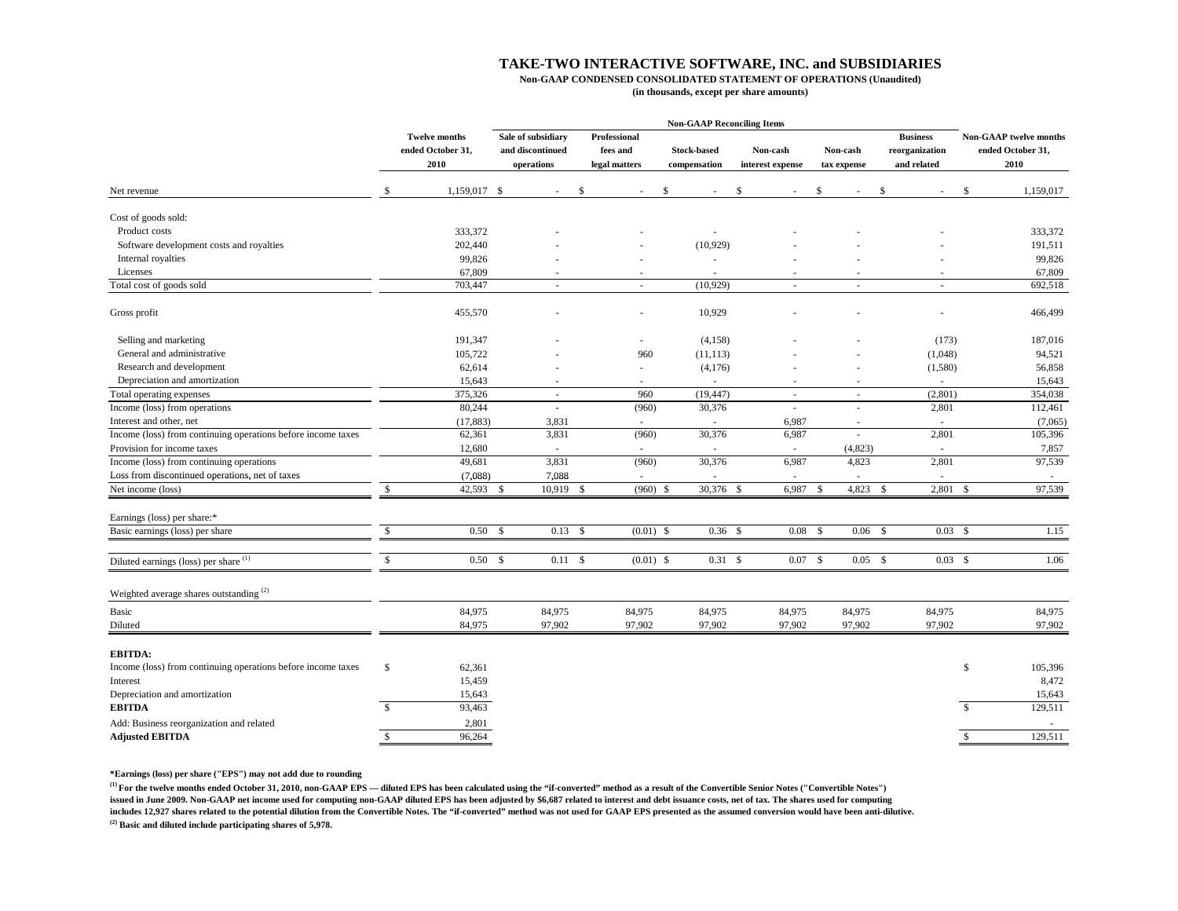# TAKE-TWO INTERACTIVE SOFTWARE, INC. and SUBSIDIARIES

**Non-GAAP CONDENSED CONSOLIDATED STATEMENT OF OPERATIONS (Unaudited)**

**(in thousands, except per share amounts)**

| | Twelve months ended October 31, 2010 | Non-GAAP Reconciling Items: Sale of subsidiary and discontinued operations | Professional fees and legal matters | Stock-based compensation | Non-cash interest expense | Non-cash tax expense | Business reorganization and related | Non-GAAP twelve months ended October 31, 2010 |
|---|---|---|---|---|---|---|---|---|
| Net revenue | $ 1,159,017 | $ - | $ - | $ - | $ - | $ - | $ - | $ 1,159,017 |
| Cost of goods sold: | | | | | | | | |
| Product costs | 333,372 | - | - | - | - | - | - | 333,372 |
| Software development costs and royalties | 202,440 | - | - | (10,929) | - | - | - | 191,511 |
| Internal royalties | 99,826 | - | - | - | - | - | - | 99,826 |
| Licenses | 67,809 | - | - | - | - | - | - | 67,809 |
| Total cost of goods sold | 703,447 | - | - | (10,929) | - | - | - | 692,518 |
| Gross profit | 455,570 | - | - | 10,929 | - | - | - | 466,499 |
| Selling and marketing | 191,347 | - | - | (4,158) | - | - | (173) | 187,016 |
| General and administrative | 105,722 | - | 960 | (11,113) | - | - | (1,048) | 94,521 |
| Research and development | 62,614 | - | - | (4,176) | - | - | (1,580) | 56,858 |
| Depreciation and amortization | 15,643 | - | - | - | - | - | - | 15,643 |
| Total operating expenses | 375,326 | - | 960 | (19,447) | - | - | (2,801) | 354,038 |
| Income (loss) from operations | 80,244 | - | (960) | 30,376 | - | - | 2,801 | 112,461 |
| Interest and other, net | (17,883) | 3,831 | - | - | 6,987 | - | - | (7,065) |
| Income (loss) from continuing operations before income taxes | 62,361 | 3,831 | (960) | 30,376 | 6,987 | - | 2,801 | 105,396 |
| Provision for income taxes | 12,680 | - | - | - | - | (4,823) | - | 7,857 |
| Income (loss) from continuing operations | 49,681 | 3,831 | (960) | 30,376 | 6,987 | 4,823 | 2,801 | 97,539 |
| Loss from discontinued operations, net of taxes | (7,088) | 7,088 | - | - | - | - | - | - |
| Net income (loss) | $ 42,593 | $ 10,919 | $ (960) | $ 30,376 | $ 6,987 | $ 4,823 | $ 2,801 | $ 97,539 |
| Earnings (loss) per share:* | | | | | | | | |
| Basic earnings (loss) per share | $ 0.50 | $ 0.13 | $ (0.01) | $ 0.36 | $ 0.08 | $ 0.06 | $ 0.03 | $ 1.15 |
| Diluted earnings (loss) per share [1] | $ 0.50 | $ 0.11 | $ (0.01) | $ 0.31 | $ 0.07 | $ 0.05 | $ 0.03 | $ 1.06 |
| Weighted average shares outstanding [2] | | | | | | | | |
| Basic | 84,975 | 84,975 | 84,975 | 84,975 | 84,975 | 84,975 | 84,975 | 84,975 |
| Diluted | 84,975 | 97,902 | 97,902 | 97,902 | 97,902 | 97,902 | 97,902 | 97,902 |
| **EBITDA:** | | | | | | | | |
| Income (loss) from continuing operations before income taxes | $ 62,361 | | | | | | | $ 105,396 |
| Interest | 15,459 | | | | | | | 8,472 |
| Depreciation and amortization | 15,643 | | | | | | | 15,643 |
| **EBITDA** | $ 93,463 | | | | | | | $ 129,511 |
| Add: Business reorganization and related | 2,801 | | | | | | | - |
| **Adjusted EBITDA** | $ 96,264 | | | | | | | $ 129,511 |

**\*Earnings (loss) per share ("EPS") may not add due to rounding**

**[1] For the twelve months ended October 31, 2010, non-GAAP EPS — diluted EPS has been calculated using the "if-converted" method as a result of the Convertible Senior Notes ("Convertible Notes") issued in June 2009. Non-GAAP net income used for computing non-GAAP diluted EPS has been adjusted by $6,687 related to interest and debt issuance costs, net of tax. The shares used for computing includes 12,927 shares related to the potential dilution from the Convertible Notes. The "if-converted" method was not used for GAAP EPS presented as the assumed conversion would have been anti-dilutive.**

**[2] Basic and diluted include participating shares of 5,978.**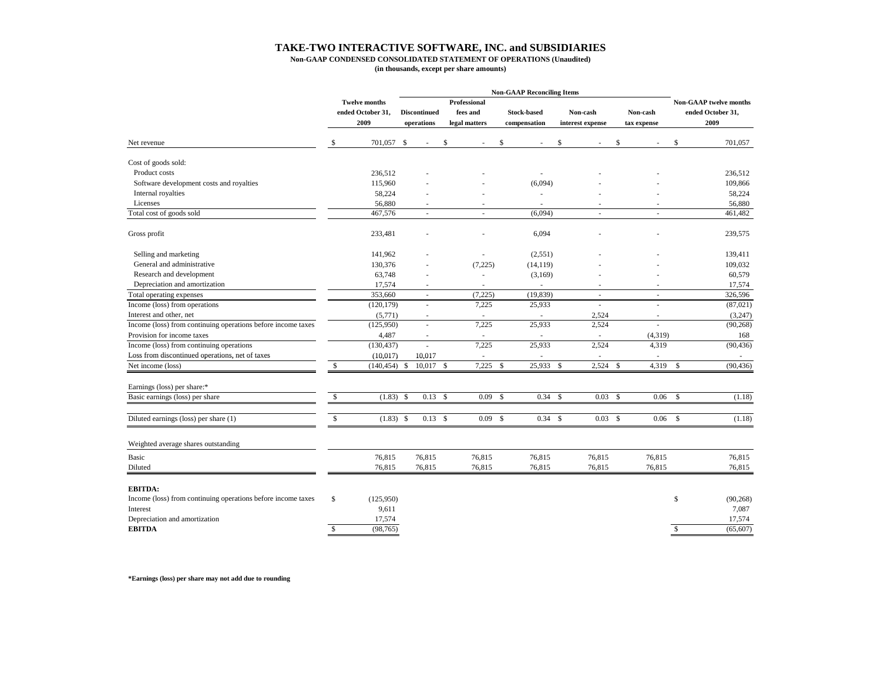# TAKE-TWO INTERACTIVE SOFTWARE, INC. and SUBSIDIARIES

**Non-GAAP CONDENSED CONSOLIDATED STATEMENT OF OPERATIONS (Unaudited)**

**(in thousands, except per share amounts)**

| | Twelve months ended October 31, 2009 | Non-GAAP Reconciling Items: Discontinued operations | Professional fees and legal matters | Stock-based compensation | Non-cash interest expense | Non-cash tax expense | Non-GAAP twelve months ended October 31, 2009 |
|---|---|---|---|---|---|---|---|
| Net revenue | $ 701,057 | $ - | $ - | $ - | $ - | $ - | $ 701,057 |
| Cost of goods sold: | | | | | | | |
| Product costs | 236,512 | - | - | - | - | - | 236,512 |
| Software development costs and royalties | 115,960 | - | - | (6,094) | - | - | 109,866 |
| Internal royalties | 58,224 | - | - | - | - | - | 58,224 |
| Licenses | 56,880 | - | - | - | - | - | 56,880 |
| Total cost of goods sold | 467,576 | - | - | (6,094) | - | - | 461,482 |
| Gross profit | 233,481 | - | - | 6,094 | - | - | 239,575 |
| Selling and marketing | 141,962 | - | - | (2,551) | - | - | 139,411 |
| General and administrative | 130,376 | - | (7,225) | (14,119) | - | - | 109,032 |
| Research and development | 63,748 | - | - | (3,169) | - | - | 60,579 |
| Depreciation and amortization | 17,574 | - | - | - | - | - | 17,574 |
| Total operating expenses | 353,660 | - | (7,225) | (19,839) | - | - | 326,596 |
| Income (loss) from operations | (120,179) | - | 7,225 | 25,933 | - | - | (87,021) |
| Interest and other, net | (5,771) | - | - | - | 2,524 | - | (3,247) |
| Income (loss) from continuing operations before income taxes | (125,950) | - | 7,225 | 25,933 | 2,524 | - | (90,268) |
| Provision for income taxes | 4,487 | - | - | - | - | (4,319) | 168 |
| Income (loss) from continuing operations | (130,437) | - | 7,225 | 25,933 | 2,524 | 4,319 | (90,436) |
| Loss from discontinued operations, net of taxes | (10,017) | 10,017 | - | - | - | - | - |
| Net income (loss) | $ (140,454) | $ 10,017 | $ 7,225 | $ 25,933 | $ 2,524 | $ 4,319 | $ (90,436) |
| Earnings (loss) per share:* | | | | | | | |
| Basic earnings (loss) per share | $ (1.83) | $ 0.13 | $ 0.09 | $ 0.34 | $ 0.03 | $ 0.06 | $ (1.18) |
| Diluted earnings (loss) per share (1) | $ (1.83) | $ 0.13 | $ 0.09 | $ 0.34 | $ 0.03 | $ 0.06 | $ (1.18) |
| Weighted average shares outstanding | | | | | | | |
| Basic | 76,815 | 76,815 | 76,815 | 76,815 | 76,815 | 76,815 | 76,815 |
| Diluted | 76,815 | 76,815 | 76,815 | 76,815 | 76,815 | 76,815 | 76,815 |
| **EBITDA:** | | | | | | | |
| Income (loss) from continuing operations before income taxes | $ (125,950) | | | | | | $ (90,268) |
| Interest | 9,611 | | | | | | 7,087 |
| Depreciation and amortization | 17,574 | | | | | | 17,574 |
| **EBITDA** | $ (98,765) | | | | | | $ (65,607) |

**\*Earnings (loss) per share may not add due to rounding**